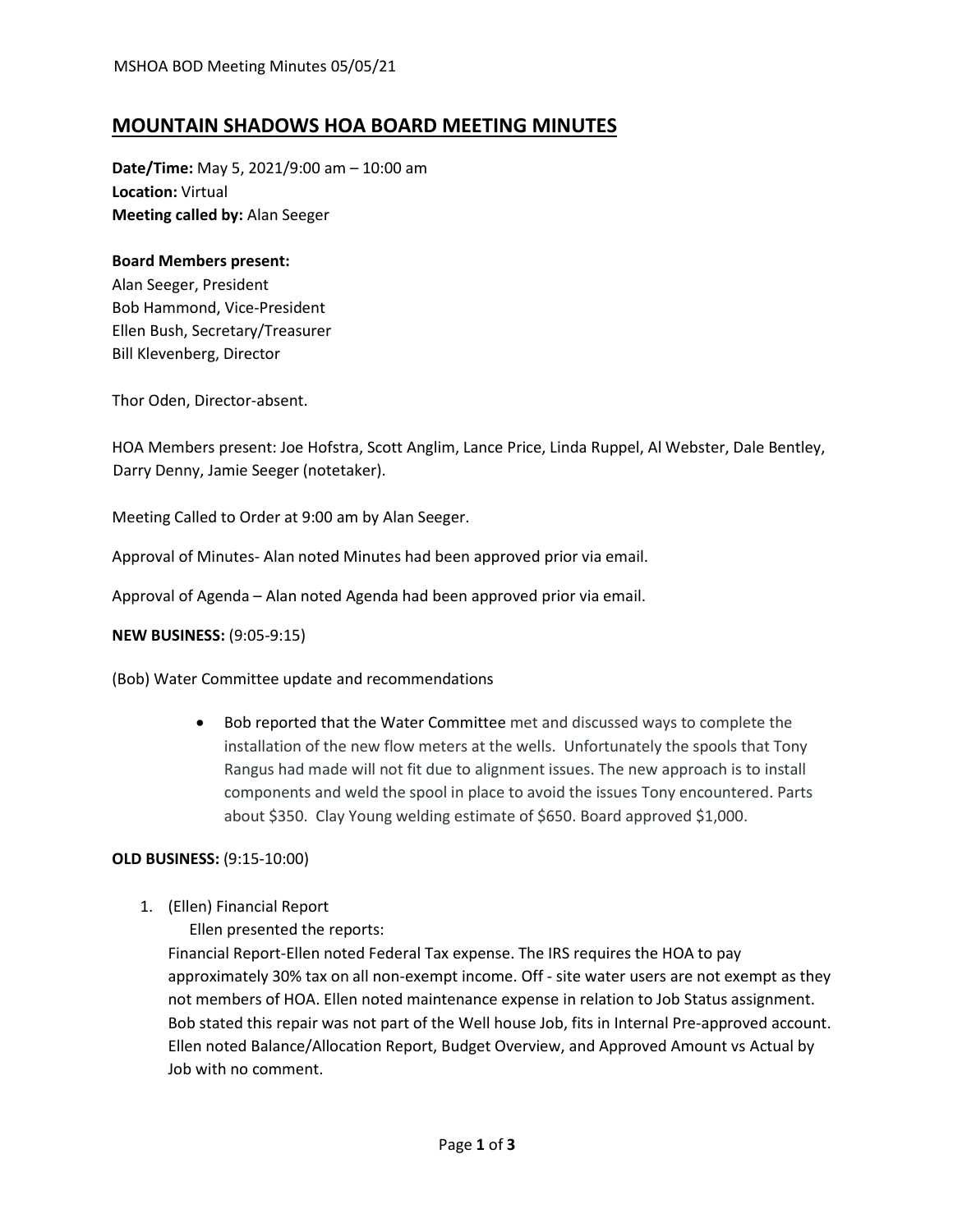# MOUNTAIN SHADOWS HOA BOARD MEETING MINUTES

**Date/Time:** May 5, 2021/9:00 am – 10:00 am
**Location:** Virtual
**Meeting called by:** Alan Seeger

**Board Members present:**
Alan Seeger, President
Bob Hammond, Vice-President
Ellen Bush, Secretary/Treasurer
Bill Klevenberg, Director

Thor Oden, Director-absent.

HOA Members present: Joe Hofstra, Scott Anglim, Lance Price, Linda Ruppel, Al Webster, Dale Bentley, Darry Denny, Jamie Seeger (notetaker).

Meeting Called to Order at 9:00 am by Alan Seeger.

Approval of Minutes- Alan noted Minutes had been approved prior via email.

Approval of Agenda – Alan noted Agenda had been approved prior via email.

**NEW BUSINESS:** (9:05-9:15)

(Bob) Water Committee update and recommendations

- Bob reported that the Water Committee met and discussed ways to complete the installation of the new flow meters at the wells. Unfortunately the spools that Tony Rangus had made will not fit due to alignment issues. The new approach is to install components and weld the spool in place to avoid the issues Tony encountered. Parts about $350. Clay Young welding estimate of $650. Board approved $1,000.

**OLD BUSINESS:** (9:15-10:00)

1. (Ellen) Financial Report

   Ellen presented the reports:

   Financial Report-Ellen noted Federal Tax expense. The IRS requires the HOA to pay approximately 30% tax on all non-exempt income. Off - site water users are not exempt as they not members of HOA. Ellen noted maintenance expense in relation to Job Status assignment. Bob stated this repair was not part of the Well house Job, fits in Internal Pre-approved account. Ellen noted Balance/Allocation Report, Budget Overview, and Approved Amount vs Actual by Job with no comment.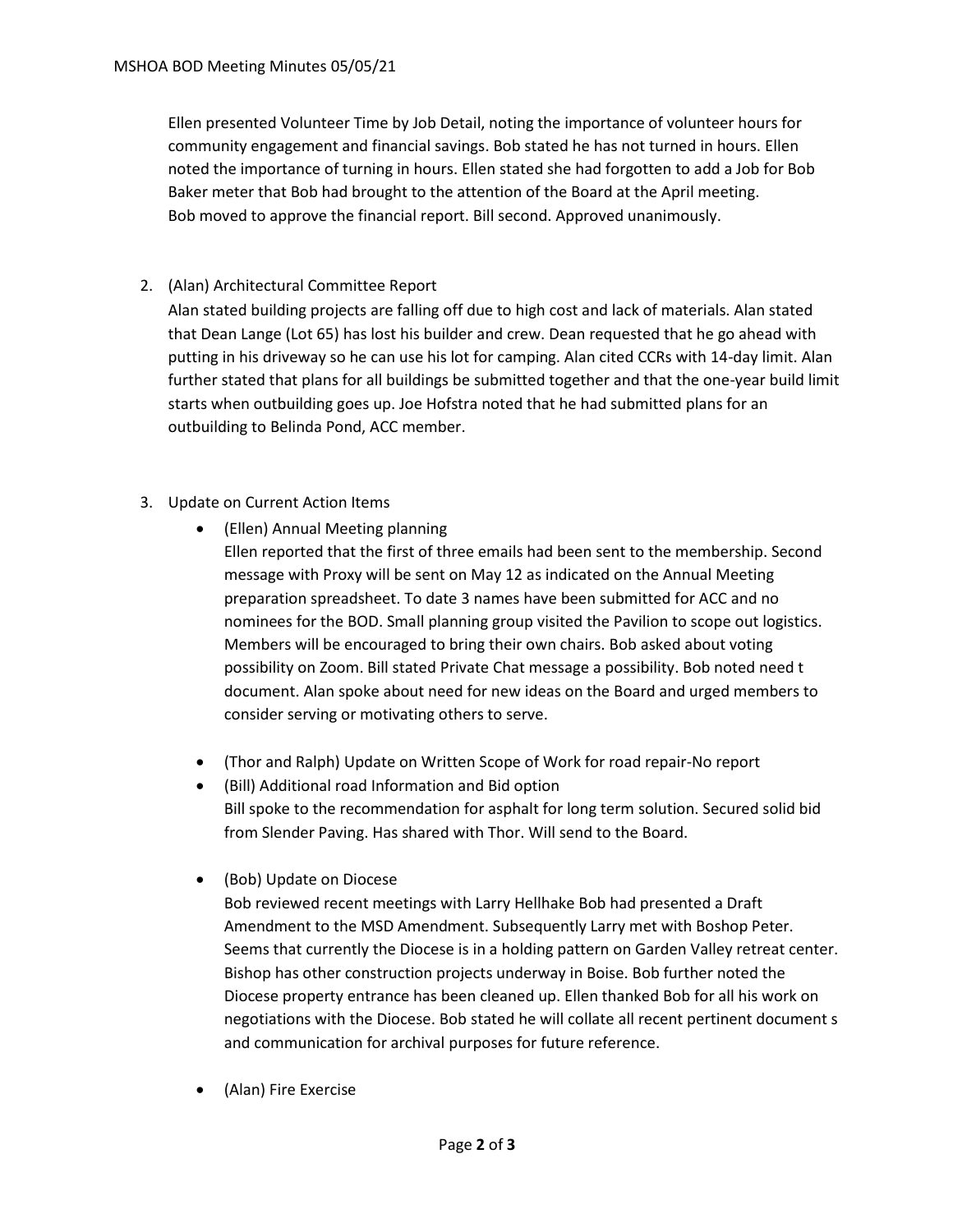Ellen presented Volunteer Time by Job Detail, noting the importance of volunteer hours for community engagement and financial savings. Bob stated he has not turned in hours. Ellen noted the importance of turning in hours. Ellen stated she had forgotten to add a Job for Bob Baker meter that Bob had brought to the attention of the Board at the April meeting. Bob moved to approve the financial report. Bill second. Approved unanimously.

2. (Alan) Architectural Committee Report

   Alan stated building projects are falling off due to high cost and lack of materials. Alan stated that Dean Lange (Lot 65) has lost his builder and crew. Dean requested that he go ahead with putting in his driveway so he can use his lot for camping. Alan cited CCRs with 14-day limit. Alan further stated that plans for all buildings be submitted together and that the one-year build limit starts when outbuilding goes up. Joe Hofstra noted that he had submitted plans for an outbuilding to Belinda Pond, ACC member.

3. Update on Current Action Items

   - (Ellen) Annual Meeting planning

     Ellen reported that the first of three emails had been sent to the membership. Second message with Proxy will be sent on May 12 as indicated on the Annual Meeting preparation spreadsheet. To date 3 names have been submitted for ACC and no nominees for the BOD. Small planning group visited the Pavilion to scope out logistics. Members will be encouraged to bring their own chairs. Bob asked about voting possibility on Zoom. Bill stated Private Chat message a possibility. Bob noted need t document. Alan spoke about need for new ideas on the Board and urged members to consider serving or motivating others to serve.

   - (Thor and Ralph) Update on Written Scope of Work for road repair-No report
   - (Bill) Additional road Information and Bid option

     Bill spoke to the recommendation for asphalt for long term solution. Secured solid bid from Slender Paving. Has shared with Thor. Will send to the Board.

   - (Bob) Update on Diocese

     Bob reviewed recent meetings with Larry Hellhake Bob had presented a Draft Amendment to the MSD Amendment. Subsequently Larry met with Boshop Peter. Seems that currently the Diocese is in a holding pattern on Garden Valley retreat center. Bishop has other construction projects underway in Boise. Bob further noted the Diocese property entrance has been cleaned up. Ellen thanked Bob for all his work on negotiations with the Diocese. Bob stated he will collate all recent pertinent document s and communication for archival purposes for future reference.

   - (Alan) Fire Exercise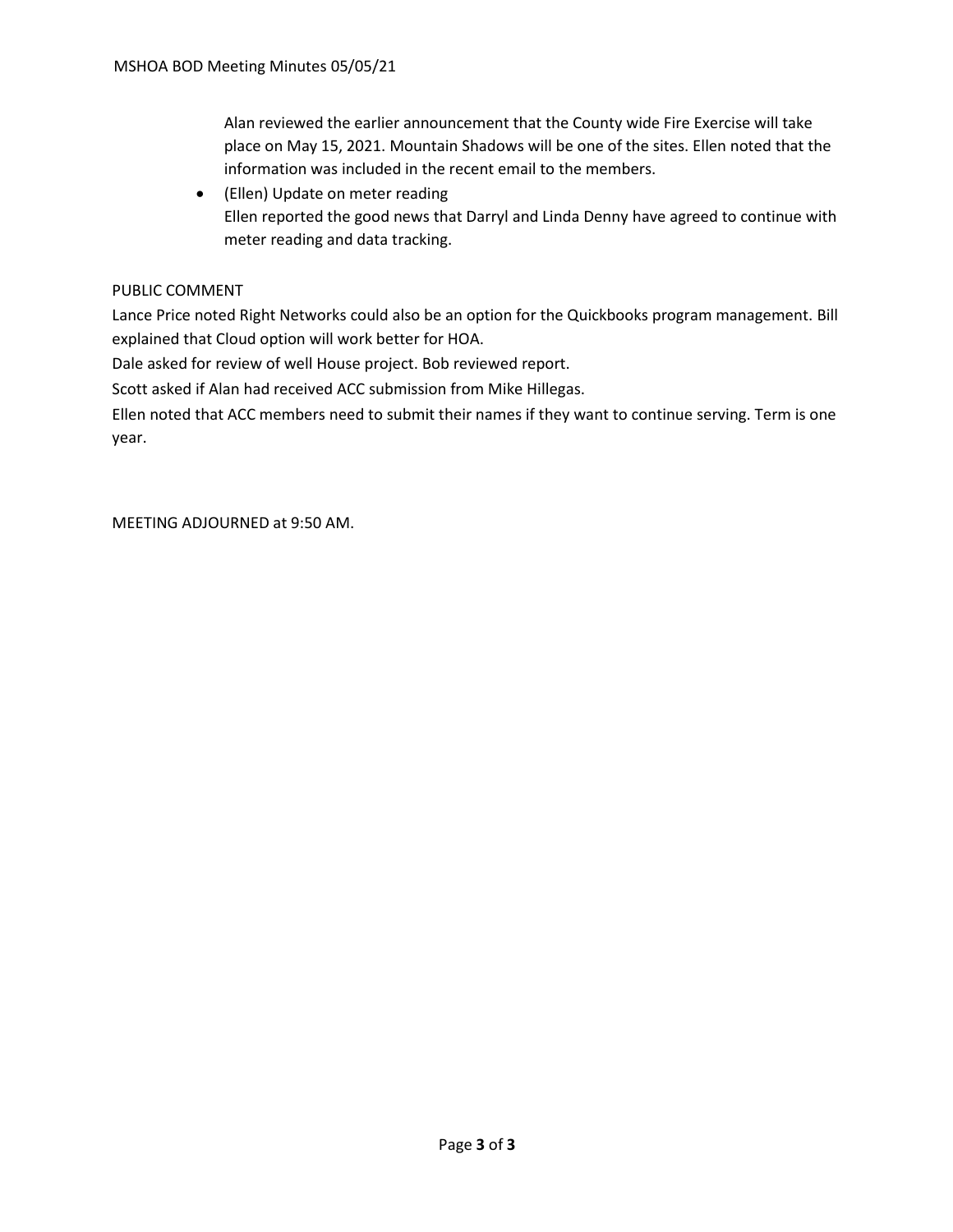Alan reviewed the earlier announcement that the County wide Fire Exercise will take place on May 15, 2021. Mountain Shadows will be one of the sites. Ellen noted that the information was included in the recent email to the members.

- (Ellen) Update on meter reading
  Ellen reported the good news that Darryl and Linda Denny have agreed to continue with meter reading and data tracking.

PUBLIC COMMENT

Lance Price noted Right Networks could also be an option for the Quickbooks program management. Bill explained that Cloud option will work better for HOA.

Dale asked for review of well House project. Bob reviewed report.

Scott asked if Alan had received ACC submission from Mike Hillegas.

Ellen noted that ACC members need to submit their names if they want to continue serving. Term is one year.

MEETING ADJOURNED at 9:50 AM.